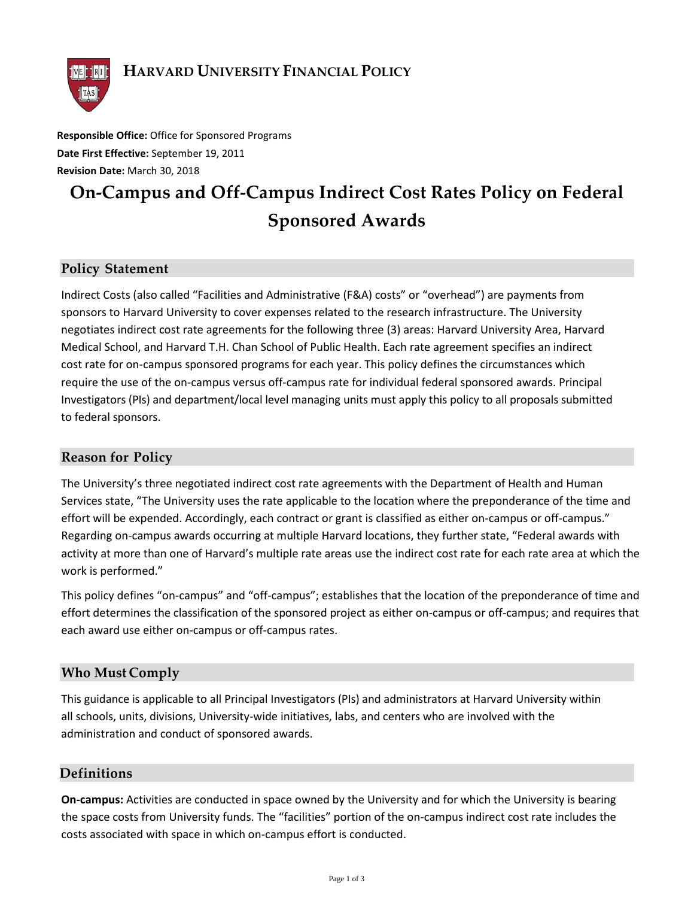# HARVARD UNIVERSITY FINANCIAL POLICY

**Responsible Office:** Office for Sponsored Programs
**Date First Effective:** September 19, 2011
**Revision Date:** March 30, 2018

# On-Campus and Off-Campus Indirect Cost Rates Policy on Federal Sponsored Awards

## Policy Statement

Indirect Costs (also called "Facilities and Administrative (F&A) costs" or "overhead") are payments from sponsors to Harvard University to cover expenses related to the research infrastructure. The University negotiates indirect cost rate agreements for the following three (3) areas: Harvard University Area, Harvard Medical School, and Harvard T.H. Chan School of Public Health. Each rate agreement specifies an indirect cost rate for on-campus sponsored programs for each year. This policy defines the circumstances which require the use of the on-campus versus off-campus rate for individual federal sponsored awards. Principal Investigators (PIs) and department/local level managing units must apply this policy to all proposals submitted to federal sponsors.

## Reason for Policy

The University's three negotiated indirect cost rate agreements with the Department of Health and Human Services state, "The University uses the rate applicable to the location where the preponderance of the time and effort will be expended. Accordingly, each contract or grant is classified as either on-campus or off-campus." Regarding on-campus awards occurring at multiple Harvard locations, they further state, "Federal awards with activity at more than one of Harvard's multiple rate areas use the indirect cost rate for each rate area at which the work is performed."

This policy defines "on-campus" and "off-campus"; establishes that the location of the preponderance of time and effort determines the classification of the sponsored project as either on-campus or off-campus; and requires that each award use either on-campus or off-campus rates.

## Who Must Comply

This guidance is applicable to all Principal Investigators (PIs) and administrators at Harvard University within all schools, units, divisions, University-wide initiatives, labs, and centers who are involved with the administration and conduct of sponsored awards.

## Definitions

**On-campus:** Activities are conducted in space owned by the University and for which the University is bearing the space costs from University funds. The "facilities" portion of the on-campus indirect cost rate includes the costs associated with space in which on-campus effort is conducted.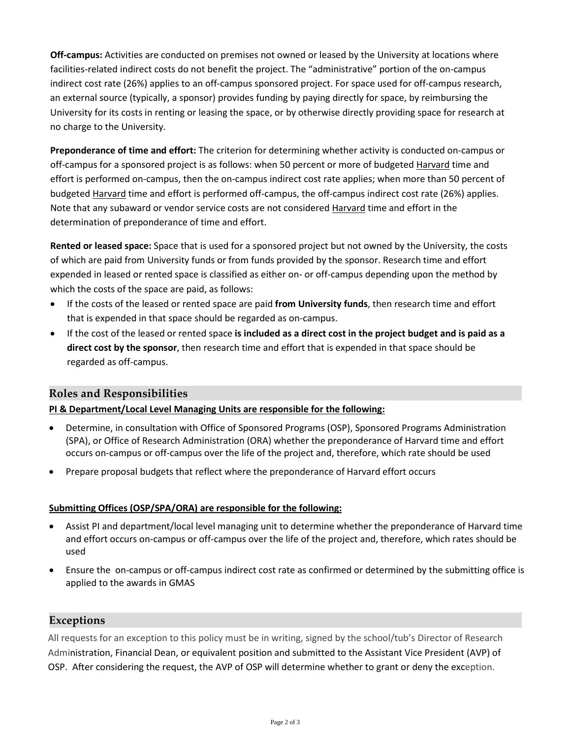**Off-campus:** Activities are conducted on premises not owned or leased by the University at locations where facilities-related indirect costs do not benefit the project. The "administrative" portion of the on-campus indirect cost rate (26%) applies to an off-campus sponsored project. For space used for off-campus research, an external source (typically, a sponsor) provides funding by paying directly for space, by reimbursing the University for its costs in renting or leasing the space, or by otherwise directly providing space for research at no charge to the University.

**Preponderance of time and effort:** The criterion for determining whether activity is conducted on-campus or off-campus for a sponsored project is as follows: when 50 percent or more of budgeted Harvard time and effort is performed on-campus, then the on-campus indirect cost rate applies; when more than 50 percent of budgeted Harvard time and effort is performed off-campus, the off-campus indirect cost rate (26%) applies. Note that any subaward or vendor service costs are not considered Harvard time and effort in the determination of preponderance of time and effort.

**Rented or leased space:** Space that is used for a sponsored project but not owned by the University, the costs of which are paid from University funds or from funds provided by the sponsor. Research time and effort expended in leased or rented space is classified as either on- or off-campus depending upon the method by which the costs of the space are paid, as follows:

- If the costs of the leased or rented space are paid **from University funds**, then research time and effort that is expended in that space should be regarded as on-campus.
- If the cost of the leased or rented space **is included as a direct cost in the project budget and is paid as a direct cost by the sponsor**, then research time and effort that is expended in that space should be regarded as off-campus.

## Roles and Responsibilities

**PI & Department/Local Level Managing Units are responsible for the following:**

- Determine, in consultation with Office of Sponsored Programs (OSP), Sponsored Programs Administration (SPA), or Office of Research Administration (ORA) whether the preponderance of Harvard time and effort occurs on-campus or off-campus over the life of the project and, therefore, which rate should be used
- Prepare proposal budgets that reflect where the preponderance of Harvard effort occurs

**Submitting Offices (OSP/SPA/ORA) are responsible for the following:**

- Assist PI and department/local level managing unit to determine whether the preponderance of Harvard time and effort occurs on-campus or off-campus over the life of the project and, therefore, which rates should be used
- Ensure the on-campus or off-campus indirect cost rate as confirmed or determined by the submitting office is applied to the awards in GMAS

## Exceptions

All requests for an exception to this policy must be in writing, signed by the school/tub's Director of Research Administration, Financial Dean, or equivalent position and submitted to the Assistant Vice President (AVP) of OSP. After considering the request, the AVP of OSP will determine whether to grant or deny the exception.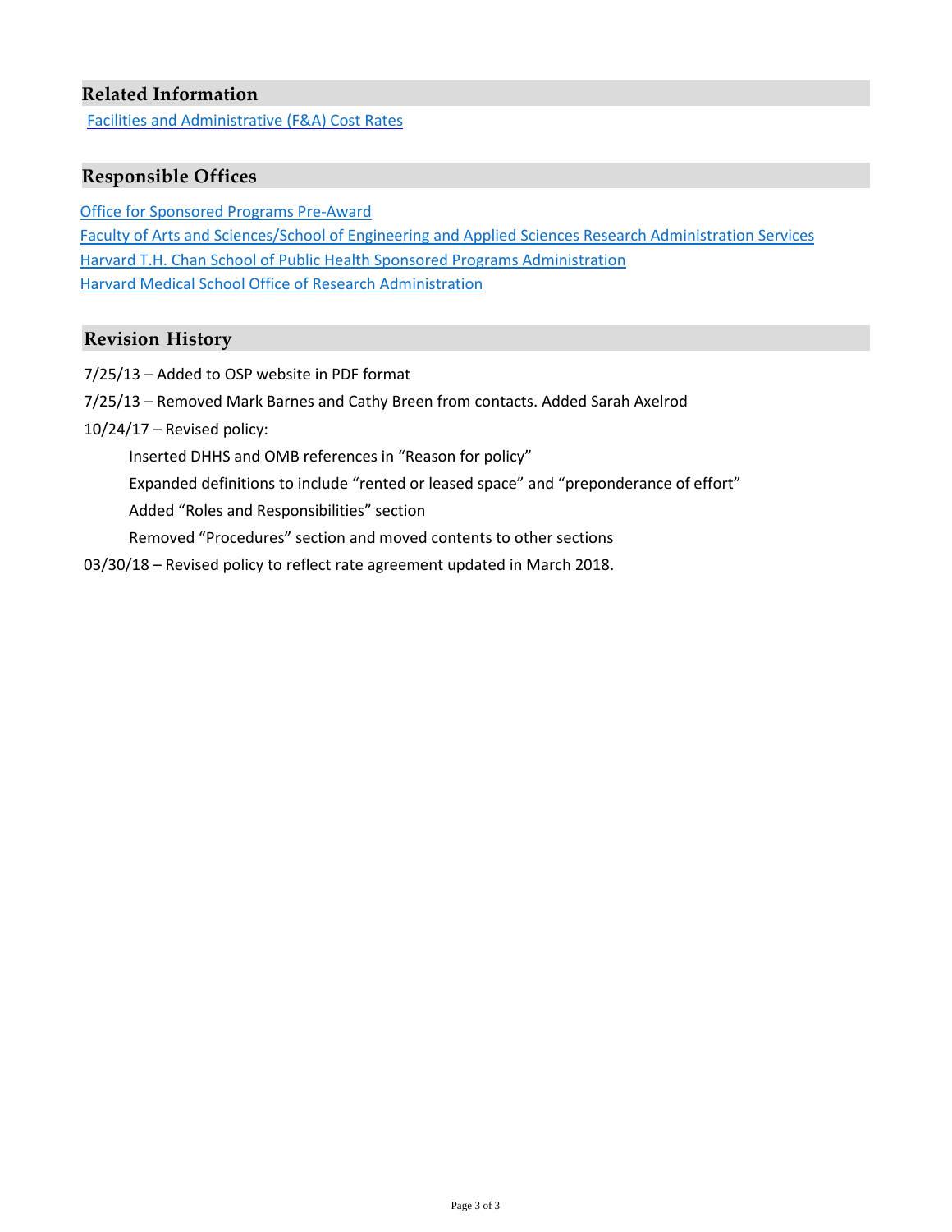## Related Information

Facilities and Administrative (F&A) Cost Rates

## Responsible Offices

Office for Sponsored Programs Pre-Award

Faculty of Arts and Sciences/School of Engineering and Applied Sciences Research Administration Services

Harvard T.H. Chan School of Public Health Sponsored Programs Administration

Harvard Medical School Office of Research Administration

## Revision History

7/25/13 – Added to OSP website in PDF format

7/25/13 – Removed Mark Barnes and Cathy Breen from contacts. Added Sarah Axelrod

10/24/17 – Revised policy:

- Inserted DHHS and OMB references in "Reason for policy"
- Expanded definitions to include "rented or leased space" and "preponderance of effort"
- Added "Roles and Responsibilities" section
- Removed "Procedures" section and moved contents to other sections

03/30/18 – Revised policy to reflect rate agreement updated in March 2018.